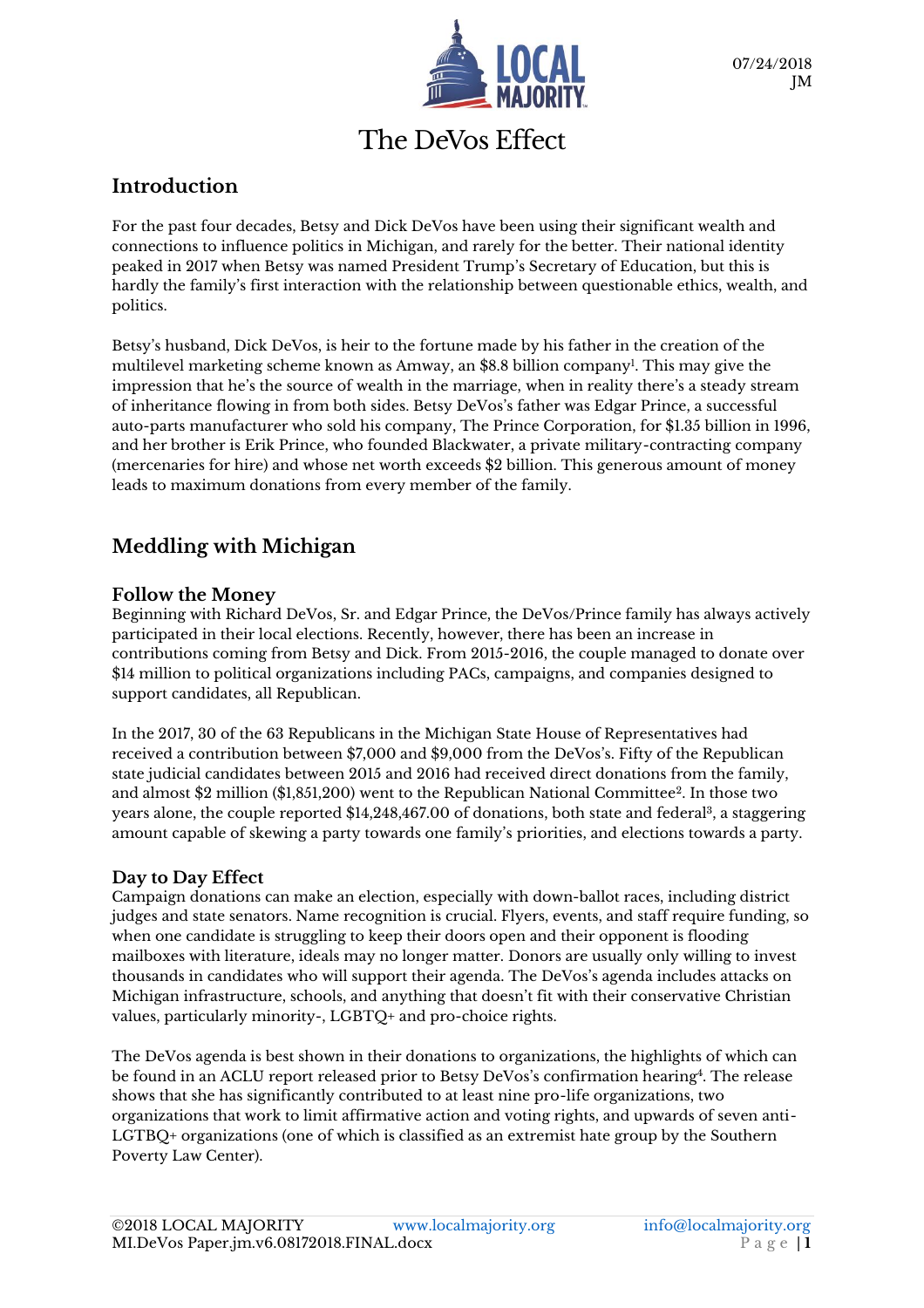07/24/2018
JM

# The DeVos Effect

## Introduction

For the past four decades, Betsy and Dick DeVos have been using their significant wealth and connections to influence politics in Michigan, and rarely for the better. Their national identity peaked in 2017 when Betsy was named President Trump's Secretary of Education, but this is hardly the family's first interaction with the relationship between questionable ethics, wealth, and politics.

Betsy's husband, Dick DeVos, is heir to the fortune made by his father in the creation of the multilevel marketing scheme known as Amway, an $8.8 billion company[1]. This may give the impression that he's the source of wealth in the marriage, when in reality there's a steady stream of inheritance flowing in from both sides. Betsy DeVos's father was Edgar Prince, a successful auto-parts manufacturer who sold his company, The Prince Corporation, for $1.35 billion in 1996, and her brother is Erik Prince, who founded Blackwater, a private military-contracting company (mercenaries for hire) and whose net worth exceeds $2 billion. This generous amount of money leads to maximum donations from every member of the family.

## Meddling with Michigan

### Follow the Money

Beginning with Richard DeVos, Sr. and Edgar Prince, the DeVos/Prince family has always actively participated in their local elections. Recently, however, there has been an increase in contributions coming from Betsy and Dick. From 2015-2016, the couple managed to donate over $14 million to political organizations including PACs, campaigns, and companies designed to support candidates, all Republican.

In the 2017, 30 of the 63 Republicans in the Michigan State House of Representatives had received a contribution between $7,000 and $9,000 from the DeVos's. Fifty of the Republican state judicial candidates between 2015 and 2016 had received direct donations from the family, and almost $2 million ($1,851,200) went to the Republican National Committee[2]. In those two years alone, the couple reported $14,248,467.00 of donations, both state and federal[3], a staggering amount capable of skewing a party towards one family's priorities, and elections towards a party.

### Day to Day Effect

Campaign donations can make an election, especially with down-ballot races, including district judges and state senators. Name recognition is crucial. Flyers, events, and staff require funding, so when one candidate is struggling to keep their doors open and their opponent is flooding mailboxes with literature, ideals may no longer matter. Donors are usually only willing to invest thousands in candidates who will support their agenda. The DeVos's agenda includes attacks on Michigan infrastructure, schools, and anything that doesn't fit with their conservative Christian values, particularly minority-, LGBTQ+ and pro-choice rights.

The DeVos agenda is best shown in their donations to organizations, the highlights of which can be found in an ACLU report released prior to Betsy DeVos's confirmation hearing[4]. The release shows that she has significantly contributed to at least nine pro-life organizations, two organizations that work to limit affirmative action and voting rights, and upwards of seven anti-LGTBQ+ organizations (one of which is classified as an extremist hate group by the Southern Poverty Law Center).

©2018 LOCAL MAJORITY www.localmajority.org info@localmajority.org
MI.DeVos Paper.jm.v6.08172018.FINAL.docx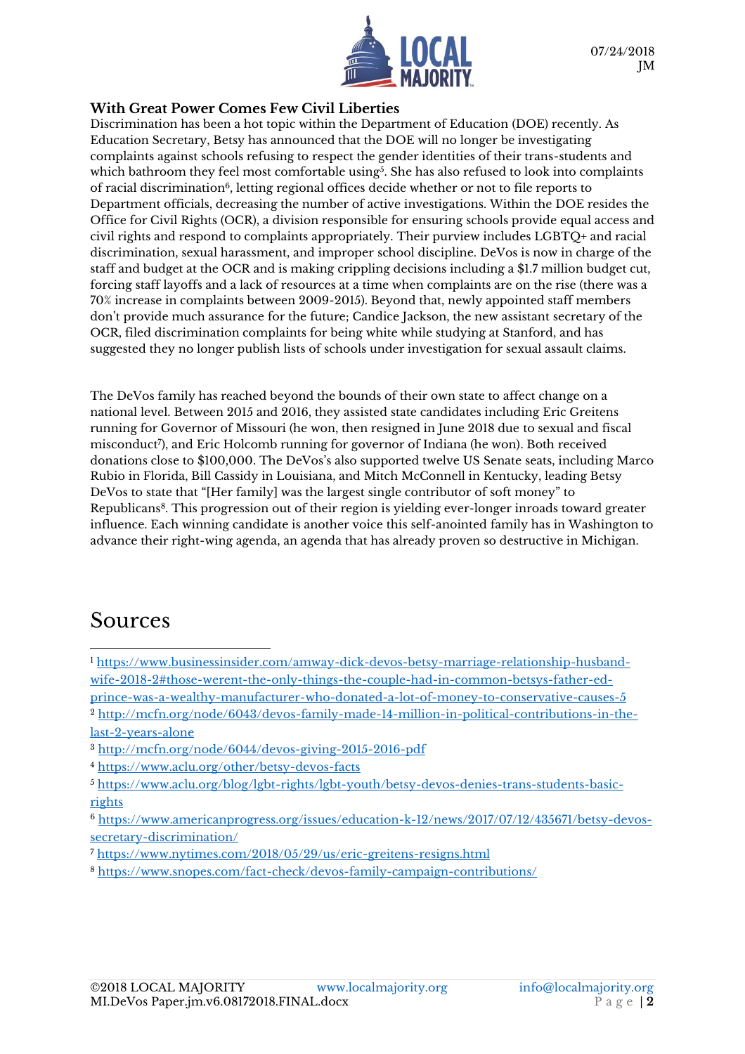**With Great Power Comes Few Civil Liberties**

Discrimination has been a hot topic within the Department of Education (DOE) recently. As Education Secretary, Betsy has announced that the DOE will no longer be investigating complaints against schools refusing to respect the gender identities of their trans-students and which bathroom they feel most comfortable using[5]. She has also refused to look into complaints of racial discrimination[6], letting regional offices decide whether or not to file reports to Department officials, decreasing the number of active investigations. Within the DOE resides the Office for Civil Rights (OCR), a division responsible for ensuring schools provide equal access and civil rights and respond to complaints appropriately. Their purview includes LGBTQ+ and racial discrimination, sexual harassment, and improper school discipline. DeVos is now in charge of the staff and budget at the OCR and is making crippling decisions including a $1.7 million budget cut, forcing staff layoffs and a lack of resources at a time when complaints are on the rise (there was a 70% increase in complaints between 2009-2015). Beyond that, newly appointed staff members don't provide much assurance for the future; Candice Jackson, the new assistant secretary of the OCR, filed discrimination complaints for being white while studying at Stanford, and has suggested they no longer publish lists of schools under investigation for sexual assault claims.

The DeVos family has reached beyond the bounds of their own state to affect change on a national level. Between 2015 and 2016, they assisted state candidates including Eric Greitens running for Governor of Missouri (he won, then resigned in June 2018 due to sexual and fiscal misconduct[7]), and Eric Holcomb running for governor of Indiana (he won). Both received donations close to $100,000. The DeVos's also supported twelve US Senate seats, including Marco Rubio in Florida, Bill Cassidy in Louisiana, and Mitch McConnell in Kentucky, leading Betsy DeVos to state that "[Her family] was the largest single contributor of soft money" to Republicans[8]. This progression out of their region is yielding ever-longer inroads toward greater influence. Each winning candidate is another voice this self-anointed family has in Washington to advance their right-wing agenda, an agenda that has already proven so destructive in Michigan.

# Sources

[1] https://www.businessinsider.com/amway-dick-devos-betsy-marriage-relationship-husband-wife-2018-2#those-werent-the-only-things-the-couple-had-in-common-betsys-father-ed-prince-was-a-wealthy-manufacturer-who-donated-a-lot-of-money-to-conservative-causes-5

[2] http://mcfn.org/node/6043/devos-family-made-14-million-in-political-contributions-in-the-last-2-years-alone

[3] http://mcfn.org/node/6044/devos-giving-2015-2016-pdf

[4] https://www.aclu.org/other/betsy-devos-facts

[5] https://www.aclu.org/blog/lgbt-rights/lgbt-youth/betsy-devos-denies-trans-students-basic-rights

[6] https://www.americanprogress.org/issues/education-k-12/news/2017/07/12/435671/betsy-devos-secretary-discrimination/

[7] https://www.nytimes.com/2018/05/29/us/eric-greitens-resigns.html

[8] https://www.snopes.com/fact-check/devos-family-campaign-contributions/